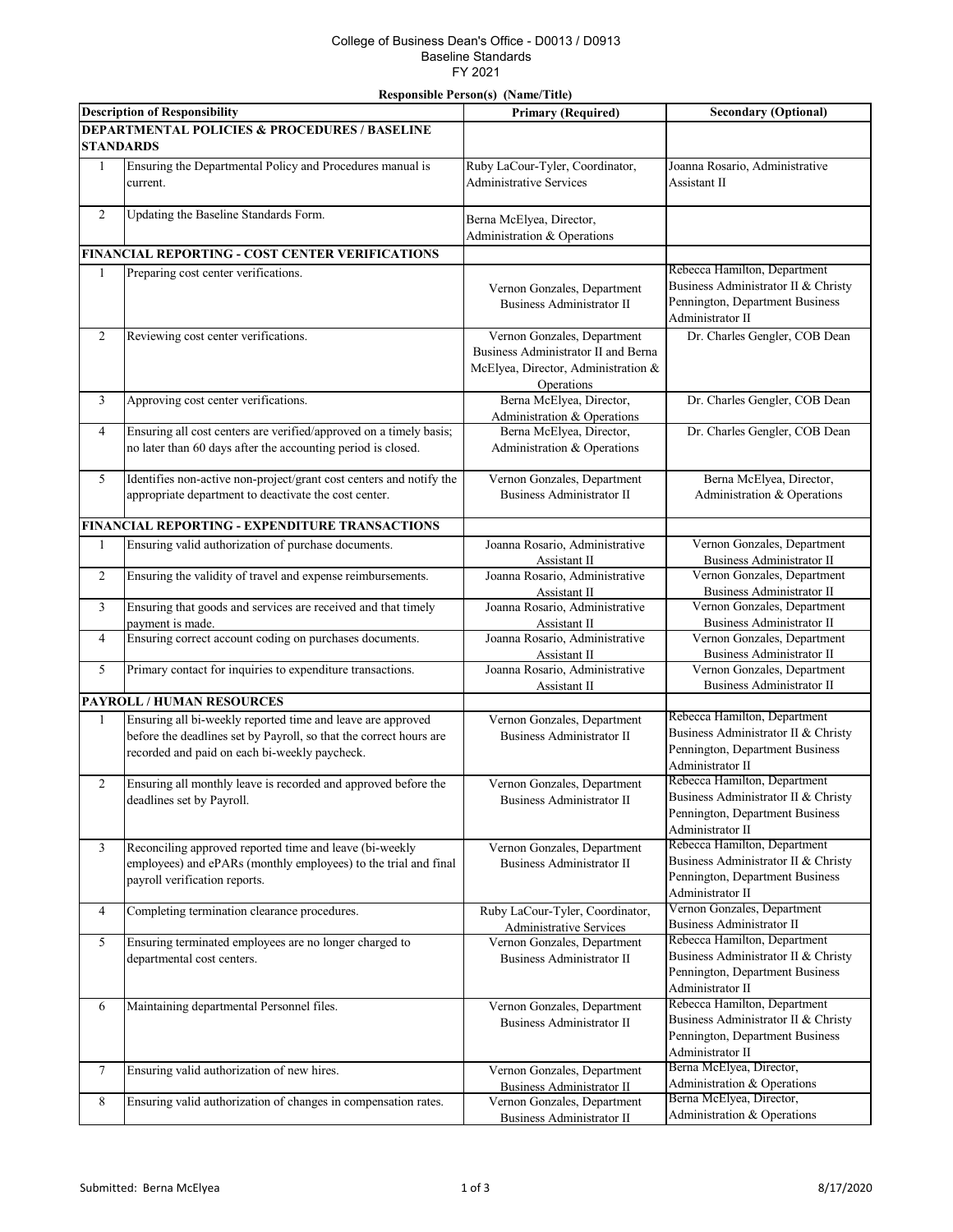College of Business Dean's Office - D0013 / D0913
Baseline Standards
FY 2021

**Responsible Person(s) (Name/Title)**

| | Description of Responsibility | Primary (Required) | Secondary (Optional) |
|---|---|---|---|
| **DEPARTMENTAL POLICIES & PROCEDURES / BASELINE STANDARDS** | | | |
| 1 | Ensuring the Departmental Policy and Procedures manual is current. | Ruby LaCour-Tyler, Coordinator, Administrative Services | Joanna Rosario, Administrative Assistant II |
| 2 | Updating the Baseline Standards Form. | Berna McElyea, Director, Administration & Operations | |
| **FINANCIAL REPORTING - COST CENTER VERIFICATIONS** | | | |
| 1 | Preparing cost center verifications. | Vernon Gonzales, Department Business Administrator II | Rebecca Hamilton, Department Business Administrator II & Christy Pennington, Department Business Administrator II |
| 2 | Reviewing cost center verifications. | Vernon Gonzales, Department Business Administrator II and Berna McElyea, Director, Administration & Operations | Dr. Charles Gengler, COB Dean |
| 3 | Approving cost center verifications. | Berna McElyea, Director, Administration & Operations | Dr. Charles Gengler, COB Dean |
| 4 | Ensuring all cost centers are verified/approved on a timely basis; no later than 60 days after the accounting period is closed. | Berna McElyea, Director, Administration & Operations | Dr. Charles Gengler, COB Dean |
| 5 | Identifies non-active non-project/grant cost centers and notify the appropriate department to deactivate the cost center. | Vernon Gonzales, Department Business Administrator II | Berna McElyea, Director, Administration & Operations |
| **FINANCIAL REPORTING - EXPENDITURE TRANSACTIONS** | | | |
| 1 | Ensuring valid authorization of purchase documents. | Joanna Rosario, Administrative Assistant II | Vernon Gonzales, Department Business Administrator II |
| 2 | Ensuring the validity of travel and expense reimbursements. | Joanna Rosario, Administrative Assistant II | Vernon Gonzales, Department Business Administrator II |
| 3 | Ensuring that goods and services are received and that timely payment is made. | Joanna Rosario, Administrative Assistant II | Vernon Gonzales, Department Business Administrator II |
| 4 | Ensuring correct account coding on purchases documents. | Joanna Rosario, Administrative Assistant II | Vernon Gonzales, Department Business Administrator II |
| 5 | Primary contact for inquiries to expenditure transactions. | Joanna Rosario, Administrative Assistant II | Vernon Gonzales, Department Business Administrator II |
| **PAYROLL / HUMAN RESOURCES** | | | |
| 1 | Ensuring all bi-weekly reported time and leave are approved before the deadlines set by Payroll, so that the correct hours are recorded and paid on each bi-weekly paycheck. | Vernon Gonzales, Department Business Administrator II | Rebecca Hamilton, Department Business Administrator II & Christy Pennington, Department Business Administrator II |
| 2 | Ensuring all monthly leave is recorded and approved before the deadlines set by Payroll. | Vernon Gonzales, Department Business Administrator II | Rebecca Hamilton, Department Business Administrator II & Christy Pennington, Department Business Administrator II |
| 3 | Reconciling approved reported time and leave (bi-weekly employees) and ePARs (monthly employees) to the trial and final payroll verification reports. | Vernon Gonzales, Department Business Administrator II | Rebecca Hamilton, Department Business Administrator II & Christy Pennington, Department Business Administrator II |
| 4 | Completing termination clearance procedures. | Ruby LaCour-Tyler, Coordinator, Administrative Services | Vernon Gonzales, Department Business Administrator II |
| 5 | Ensuring terminated employees are no longer charged to departmental cost centers. | Vernon Gonzales, Department Business Administrator II | Rebecca Hamilton, Department Business Administrator II & Christy Pennington, Department Business Administrator II |
| 6 | Maintaining departmental Personnel files. | Vernon Gonzales, Department Business Administrator II | Rebecca Hamilton, Department Business Administrator II & Christy Pennington, Department Business Administrator II |
| 7 | Ensuring valid authorization of new hires. | Vernon Gonzales, Department Business Administrator II | Berna McElyea, Director, Administration & Operations |
| 8 | Ensuring valid authorization of changes in compensation rates. | Vernon Gonzales, Department Business Administrator II | Berna McElyea, Director, Administration & Operations |

Submitted: Berna McElyea 8/17/2020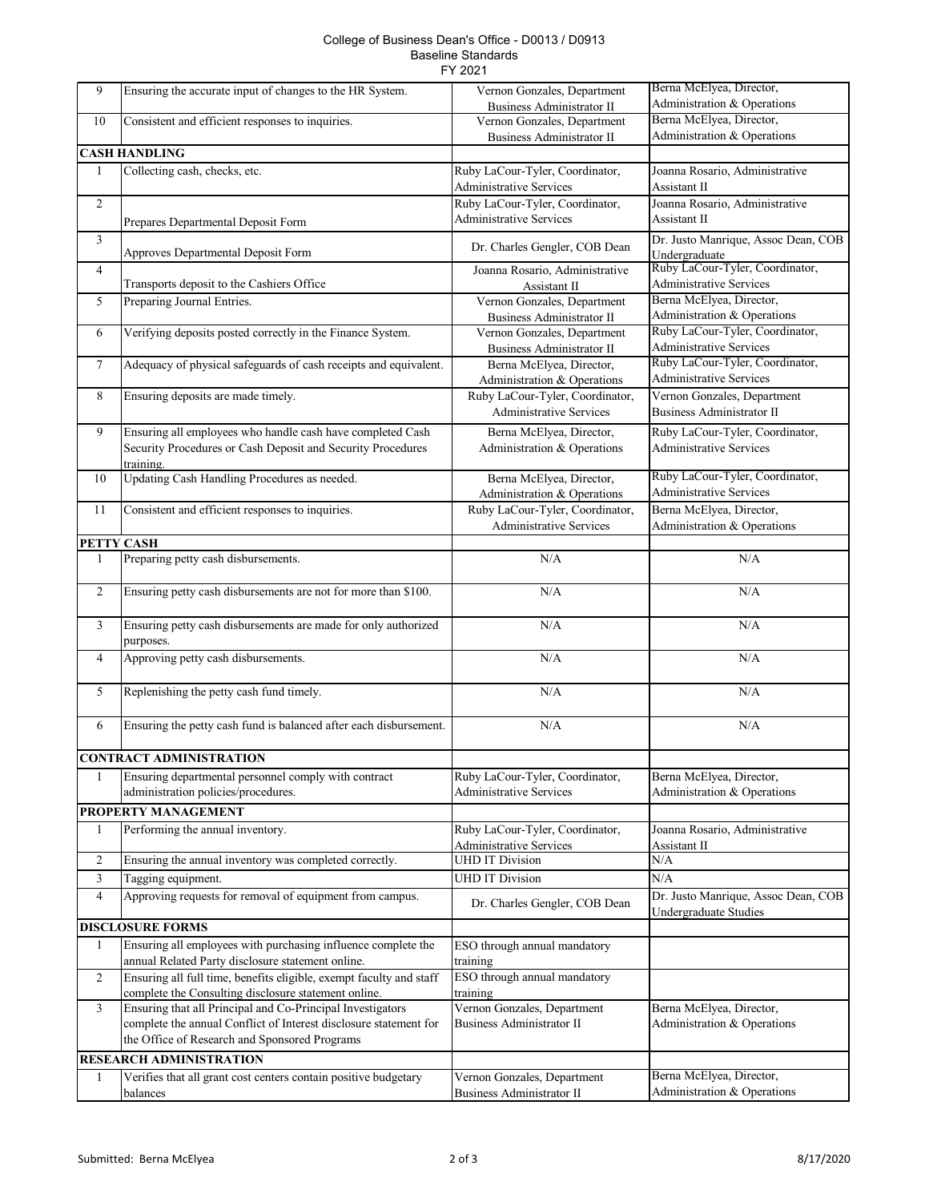College of Business Dean's Office - D0013 / D0913
Baseline Standards
FY 2021

| | | | |
|---|---|---|---|
| 9 | Ensuring the accurate input of changes to the HR System. | Vernon Gonzales, Department Business Administrator II | Berna McElyea, Director, Administration & Operations |
| 10 | Consistent and efficient responses to inquiries. | Vernon Gonzales, Department Business Administrator II | Berna McElyea, Director, Administration & Operations |
| **CASH HANDLING** | | | |
| 1 | Collecting cash, checks, etc. | Ruby LaCour-Tyler, Coordinator, Administrative Services | Joanna Rosario, Administrative Assistant II |
| 2 | Prepares Departmental Deposit Form | Ruby LaCour-Tyler, Coordinator, Administrative Services | Joanna Rosario, Administrative Assistant II |
| 3 | Approves Departmental Deposit Form | Dr. Charles Gengler, COB Dean | Dr. Justo Manrique, Assoc Dean, COB Undergraduate |
| 4 | Transports deposit to the Cashiers Office | Joanna Rosario, Administrative Assistant II | Ruby LaCour-Tyler, Coordinator, Administrative Services |
| 5 | Preparing Journal Entries. | Vernon Gonzales, Department Business Administrator II | Berna McElyea, Director, Administration & Operations |
| 6 | Verifying deposits posted correctly in the Finance System. | Vernon Gonzales, Department Business Administrator II | Ruby LaCour-Tyler, Coordinator, Administrative Services |
| 7 | Adequacy of physical safeguards of cash receipts and equivalent. | Berna McElyea, Director, Administration & Operations | Ruby LaCour-Tyler, Coordinator, Administrative Services |
| 8 | Ensuring deposits are made timely. | Ruby LaCour-Tyler, Coordinator, Administrative Services | Vernon Gonzales, Department Business Administrator II |
| 9 | Ensuring all employees who handle cash have completed Cash Security Procedures or Cash Deposit and Security Procedures training. | Berna McElyea, Director, Administration & Operations | Ruby LaCour-Tyler, Coordinator, Administrative Services |
| 10 | Updating Cash Handling Procedures as needed. | Berna McElyea, Director, Administration & Operations | Ruby LaCour-Tyler, Coordinator, Administrative Services |
| 11 | Consistent and efficient responses to inquiries. | Ruby LaCour-Tyler, Coordinator, Administrative Services | Berna McElyea, Director, Administration & Operations |
| **PETTY CASH** | | | |
| 1 | Preparing petty cash disbursements. | N/A | N/A |
| 2 | Ensuring petty cash disbursements are not for more than $100. | N/A | N/A |
| 3 | Ensuring petty cash disbursements are made for only authorized purposes. | N/A | N/A |
| 4 | Approving petty cash disbursements. | N/A | N/A |
| 5 | Replenishing the petty cash fund timely. | N/A | N/A |
| 6 | Ensuring the petty cash fund is balanced after each disbursement. | N/A | N/A |
| **CONTRACT ADMINISTRATION** | | | |
| 1 | Ensuring departmental personnel comply with contract administration policies/procedures. | Ruby LaCour-Tyler, Coordinator, Administrative Services | Berna McElyea, Director, Administration & Operations |
| **PROPERTY MANAGEMENT** | | | |
| 1 | Performing the annual inventory. | Ruby LaCour-Tyler, Coordinator, Administrative Services | Joanna Rosario, Administrative Assistant II |
| 2 | Ensuring the annual inventory was completed correctly. | UHD IT Division | N/A |
| 3 | Tagging equipment. | UHD IT Division | N/A |
| 4 | Approving requests for removal of equipment from campus. | Dr. Charles Gengler, COB Dean | Dr. Justo Manrique, Assoc Dean, COB Undergraduate Studies |
| **DISCLOSURE FORMS** | | | |
| 1 | Ensuring all employees with purchasing influence complete the annual Related Party disclosure statement online. | ESO through annual mandatory training | |
| 2 | Ensuring all full time, benefits eligible, exempt faculty and staff complete the Consulting disclosure statement online. | ESO through annual mandatory training | |
| 3 | Ensuring that all Principal and Co-Principal Investigators complete the annual Conflict of Interest disclosure statement for the Office of Research and Sponsored Programs | Vernon Gonzales, Department Business Administrator II | Berna McElyea, Director, Administration & Operations |
| **RESEARCH ADMINISTRATION** | | | |
| 1 | Verifies that all grant cost centers contain positive budgetary balances | Vernon Gonzales, Department Business Administrator II | Berna McElyea, Director, Administration & Operations |

Submitted: Berna McElyea 8/17/2020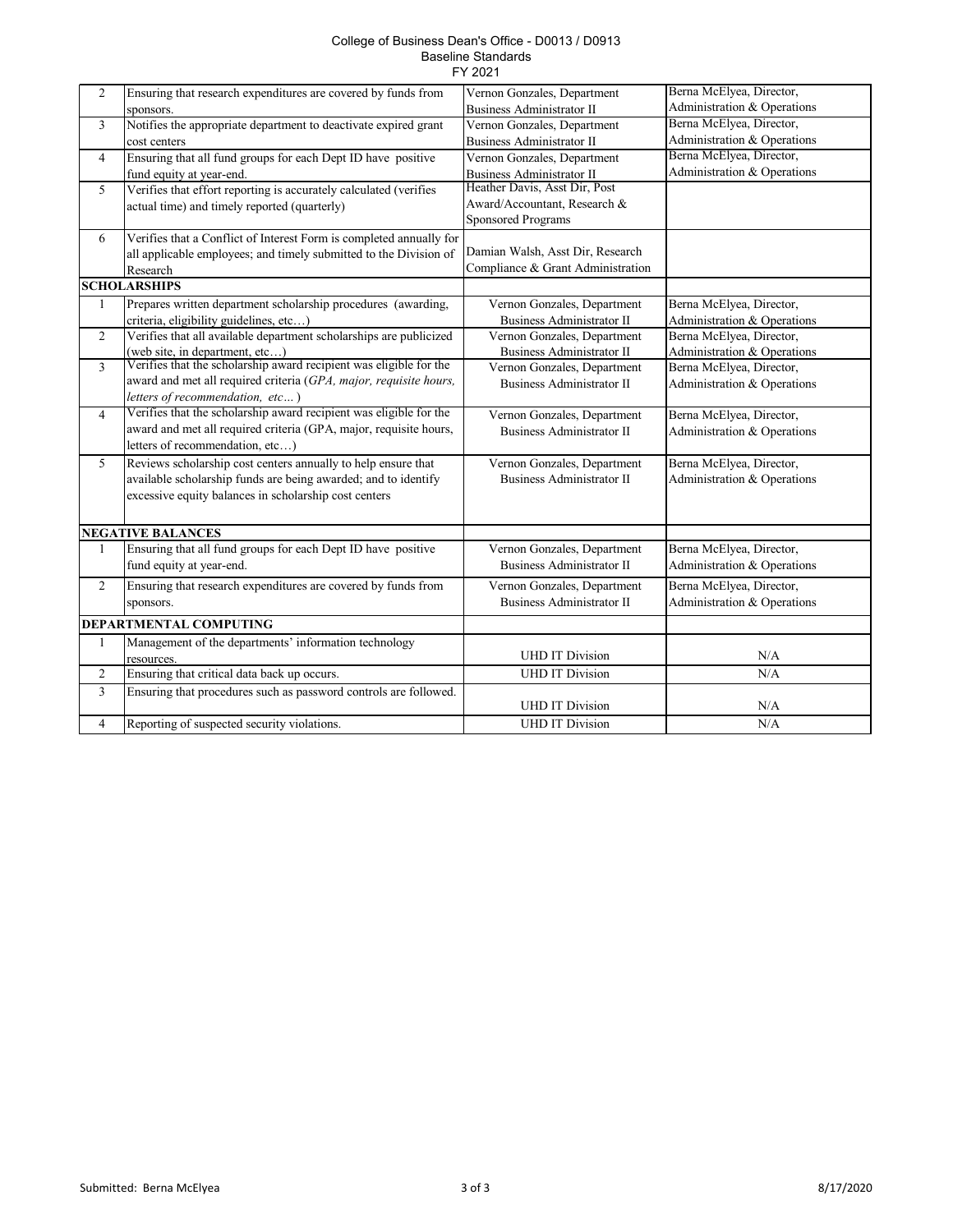College of Business Dean's Office - D0013 / D0913
Baseline Standards
FY 2021

| | | | |
|---|---|---|---|
| 2 | Ensuring that research expenditures are covered by funds from sponsors. | Vernon Gonzales, Department Business Administrator II | Berna McElyea, Director, Administration & Operations |
| 3 | Notifies the appropriate department to deactivate expired grant cost centers | Vernon Gonzales, Department Business Administrator II | Berna McElyea, Director, Administration & Operations |
| 4 | Ensuring that all fund groups for each Dept ID have positive fund equity at year-end. | Vernon Gonzales, Department Business Administrator II | Berna McElyea, Director, Administration & Operations |
| 5 | Verifies that effort reporting is accurately calculated (verifies actual time) and timely reported (quarterly) | Heather Davis, Asst Dir, Post Award/Accountant, Research & Sponsored Programs | |
| 6 | Verifies that a Conflict of Interest Form is completed annually for all applicable employees; and timely submitted to the Division of Research | Damian Walsh, Asst Dir, Research Compliance & Grant Administration | |
| **SCHOLARSHIPS** | | | |
| 1 | Prepares written department scholarship procedures (awarding, criteria, eligibility guidelines, etc…) | Vernon Gonzales, Department Business Administrator II | Berna McElyea, Director, Administration & Operations |
| 2 | Verifies that all available department scholarships are publicized (web site, in department, etc…) | Vernon Gonzales, Department Business Administrator II | Berna McElyea, Director, Administration & Operations |
| 3 | Verifies that the scholarship award recipient was eligible for the award and met all required criteria (*GPA, major, requisite hours, letters of recommendation, etc…*) | Vernon Gonzales, Department Business Administrator II | Berna McElyea, Director, Administration & Operations |
| 4 | Verifies that the scholarship award recipient was eligible for the award and met all required criteria (GPA, major, requisite hours, letters of recommendation, etc…) | Vernon Gonzales, Department Business Administrator II | Berna McElyea, Director, Administration & Operations |
| 5 | Reviews scholarship cost centers annually to help ensure that available scholarship funds are being awarded; and to identify excessive equity balances in scholarship cost centers | Vernon Gonzales, Department Business Administrator II | Berna McElyea, Director, Administration & Operations |
| **NEGATIVE BALANCES** | | | |
| 1 | Ensuring that all fund groups for each Dept ID have positive fund equity at year-end. | Vernon Gonzales, Department Business Administrator II | Berna McElyea, Director, Administration & Operations |
| 2 | Ensuring that research expenditures are covered by funds from sponsors. | Vernon Gonzales, Department Business Administrator II | Berna McElyea, Director, Administration & Operations |
| **DEPARTMENTAL COMPUTING** | | | |
| 1 | Management of the departments' information technology resources. | UHD IT Division | N/A |
| 2 | Ensuring that critical data back up occurs. | UHD IT Division | N/A |
| 3 | Ensuring that procedures such as password controls are followed. | UHD IT Division | N/A |
| 4 | Reporting of suspected security violations. | UHD IT Division | N/A |

Submitted: Berna McElyea

8/17/2020